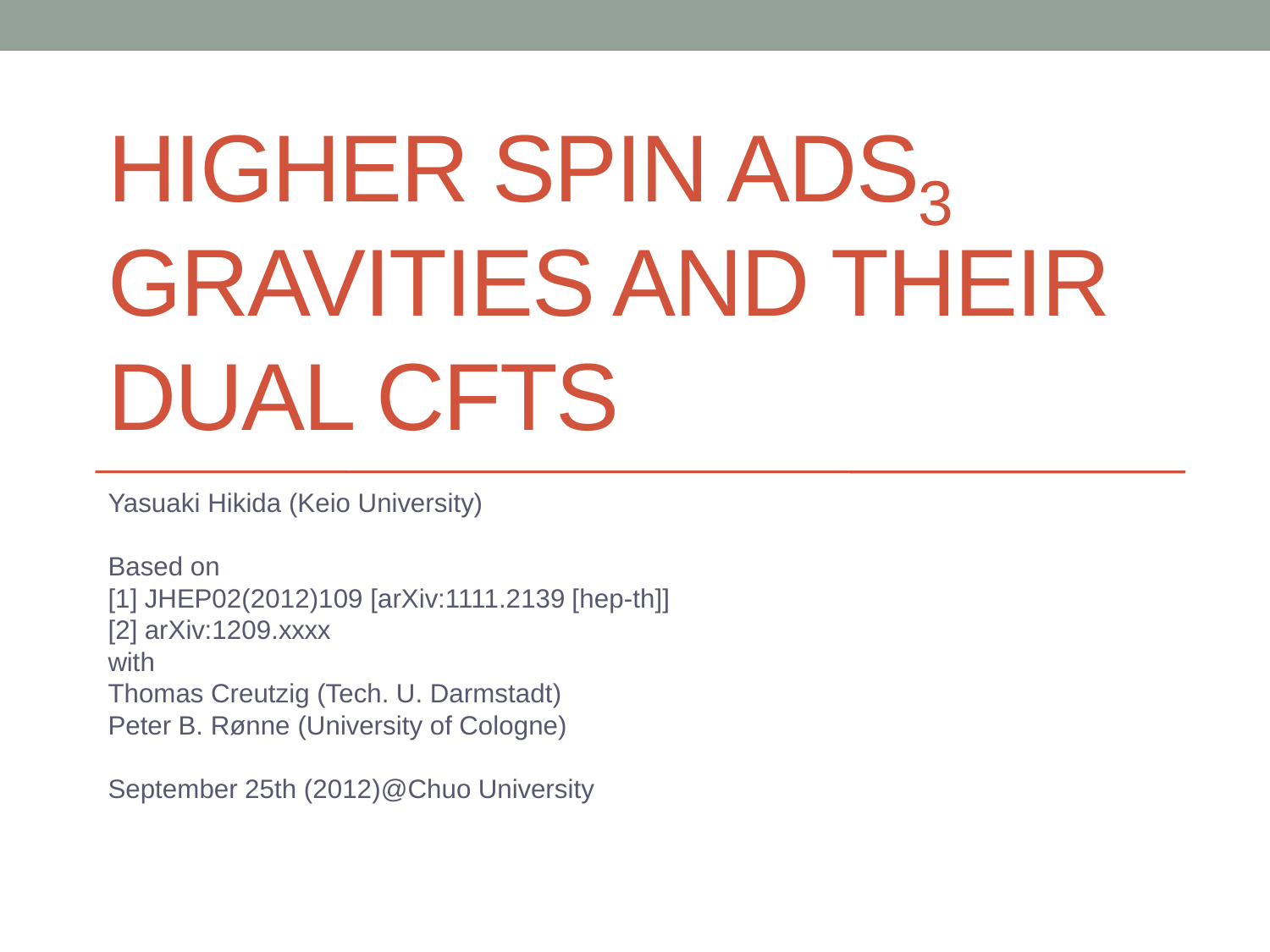# HIGHER SPIN ADS$_3$ GRAVITIES AND THEIR DUAL CFTS

Yasuaki Hikida (Keio University)

Based on
[1] JHEP02(2012)109 [arXiv:1111.2139 [hep-th]]
[2] arXiv:1209.xxxx
with
Thomas Creutzig (Tech. U. Darmstadt)
Peter B. Rønne (University of Cologne)

September 25th (2012)@Chuo University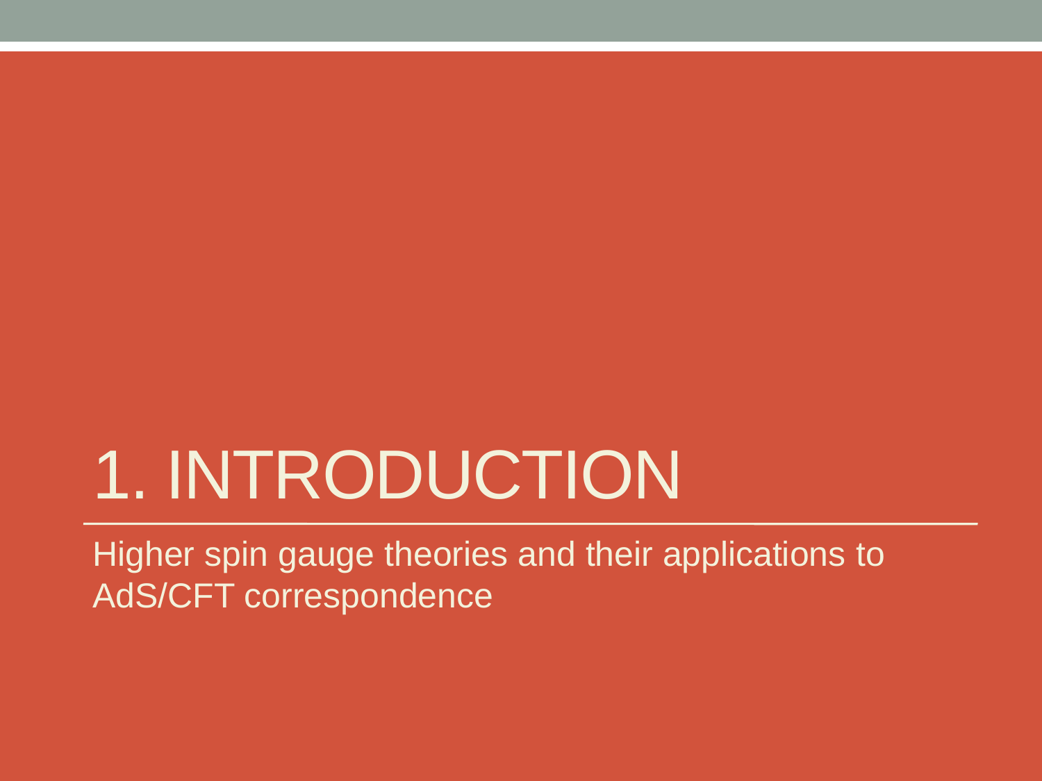# 1. INTRODUCTION

Higher spin gauge theories and their applications to AdS/CFT correspondence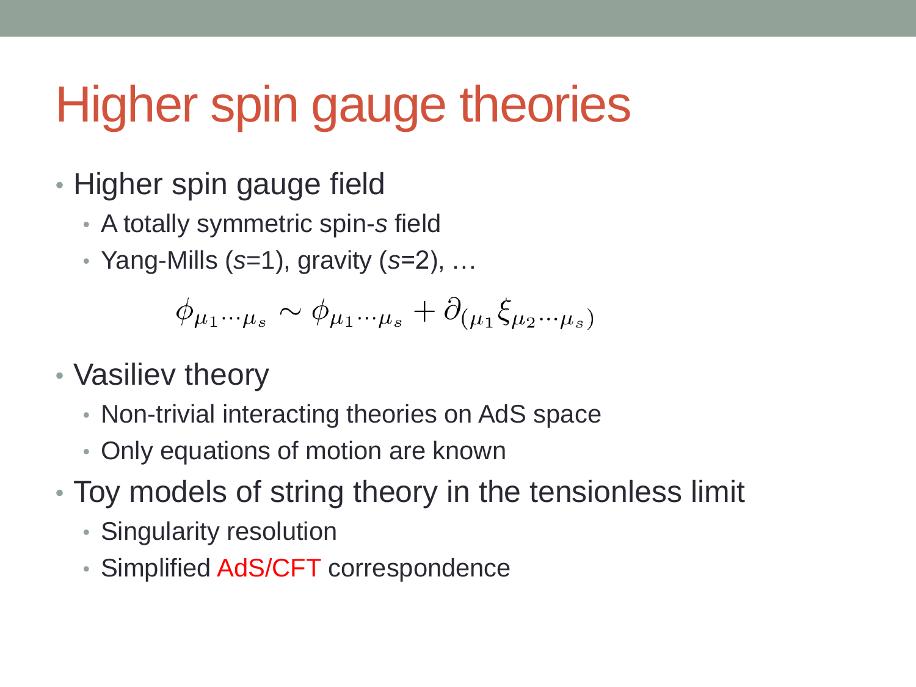# Higher spin gauge theories

- Higher spin gauge field
  - A totally symmetric spin-*s* field
  - Yang-Mills (*s*=1), gravity (*s*=2), …

$$\phi_{\mu_1 \cdots \mu_s} \sim \phi_{\mu_1 \cdots \mu_s} + \partial_{(\mu_1} \xi_{\mu_2 \cdots \mu_s)}$$

- Vasiliev theory
  - Non-trivial interacting theories on AdS space
  - Only equations of motion are known
- Toy models of string theory in the tensionless limit
  - Singularity resolution
  - Simplified AdS/CFT correspondence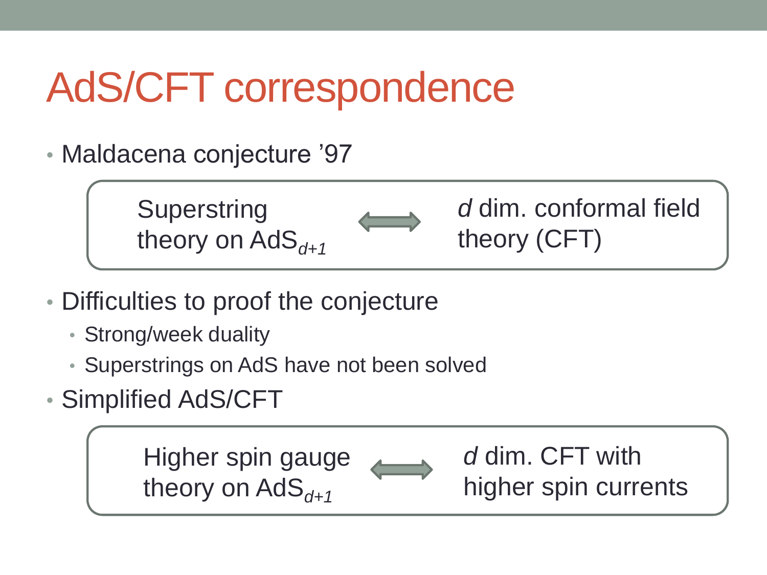# AdS/CFT correspondence

- Maldacena conjecture ’97

| | | |
|---|---|---|
| Superstring theory on $AdS_{d+1}$ | $\Longleftrightarrow$ | $d$ dim. conformal field theory (CFT) |

- Difficulties to proof the conjecture
  - Strong/week duality
  - Superstrings on AdS have not been solved
- Simplified AdS/CFT

| | | |
|---|---|---|
| Higher spin gauge theory on $AdS_{d+1}$ | $\Longleftrightarrow$ | $d$ dim. CFT with higher spin currents |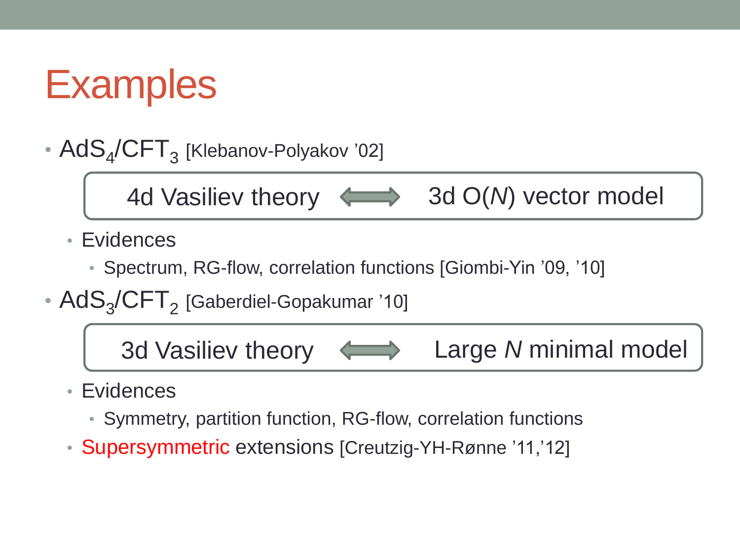# Examples

- $AdS_4/CFT_3$ [Klebanov-Polyakov '02]

  4d Vasiliev theory ⟺ 3d O(*N*) vector model

  - Evidences
    - Spectrum, RG-flow, correlation functions [Giombi-Yin '09, '10]

- $AdS_3/CFT_2$ [Gaberdiel-Gopakumar '10]

  3d Vasiliev theory ⟺ Large *N* minimal model

  - Evidences
    - Symmetry, partition function, RG-flow, correlation functions
  - Supersymmetric extensions [Creutzig-YH-Rønne '11,'12]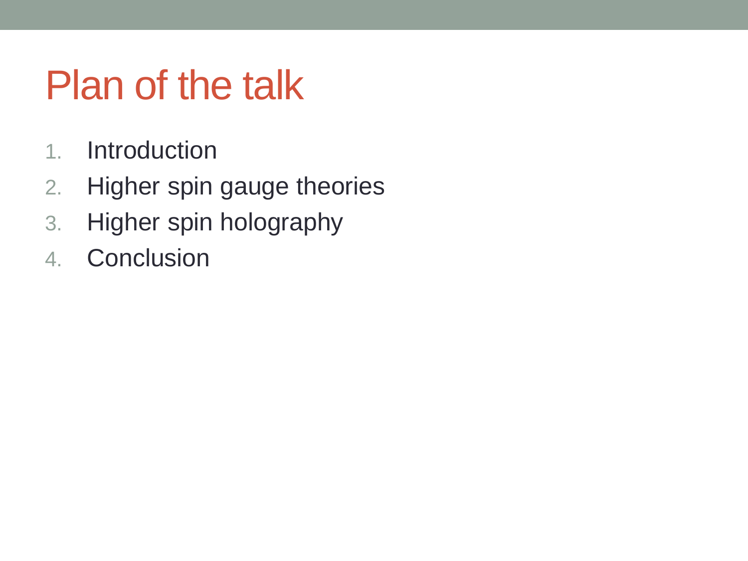# Plan of the talk

1. Introduction
2. Higher spin gauge theories
3. Higher spin holography
4. Conclusion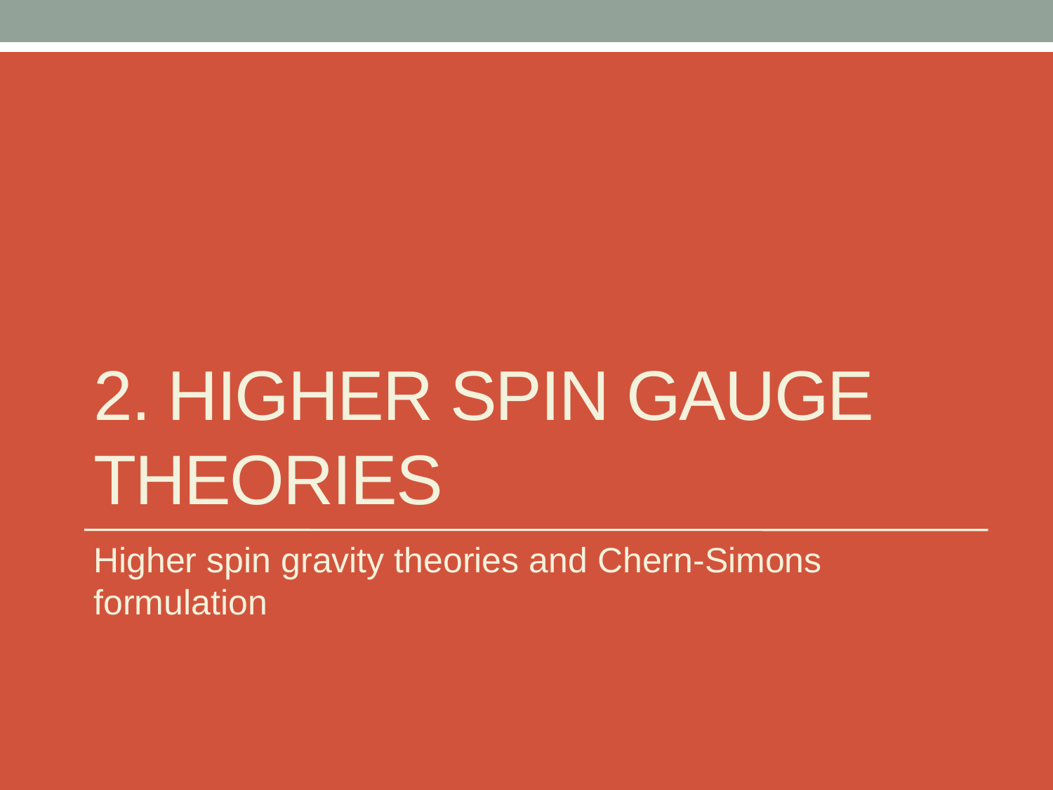# 2. HIGHER SPIN GAUGE THEORIES

Higher spin gravity theories and Chern-Simons formulation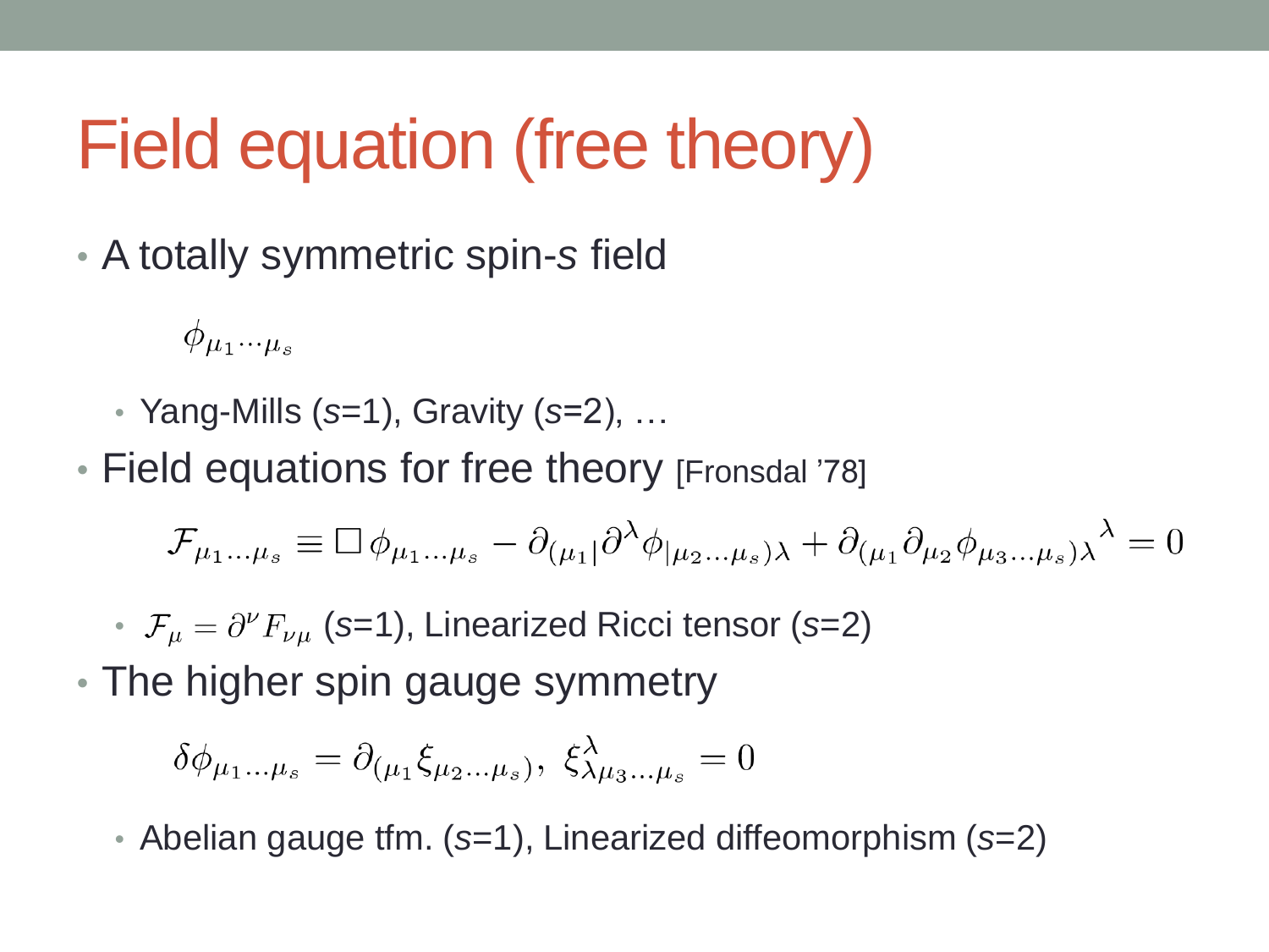# Field equation (free theory)

- A totally symmetric spin-*s* field

$$\phi_{\mu_1 \cdots \mu_s}$$

  - Yang-Mills (*s*=1), Gravity (*s*=2), …

- Field equations for free theory [Fronsdal '78]

$$\mathcal{F}_{\mu_1 \ldots \mu_s} \equiv \Box\, \phi_{\mu_1 \ldots \mu_s} - \partial_{(\mu_1|} \partial^\lambda \phi_{|\mu_2 \ldots \mu_s)\lambda} + \partial_{(\mu_1} \partial_{\mu_2} \phi_{\mu_3 \ldots \mu_s)\lambda}{}^{\lambda} = 0$$

  - $\mathcal{F}_\mu = \partial^\nu F_{\nu\mu}$ (*s*=1), Linearized Ricci tensor (*s*=2)

- The higher spin gauge symmetry

$$\delta \phi_{\mu_1 \ldots \mu_s} = \partial_{(\mu_1} \xi_{\mu_2 \ldots \mu_s)}, \ \xi^{\lambda}_{\lambda \mu_3 \ldots \mu_s} = 0$$

  - Abelian gauge tfm. (*s*=1), Linearized diffeomorphism (*s*=2)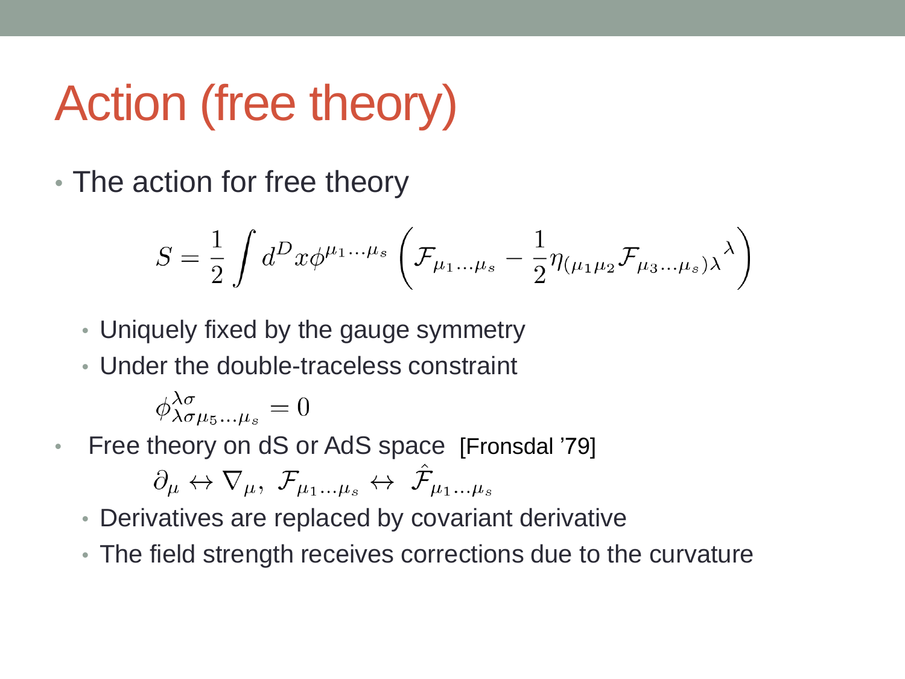# Action (free theory)

- The action for free theory

$$S = \frac{1}{2} \int d^D x \phi^{\mu_1 \cdots \mu_s} \left( \mathcal{F}_{\mu_1 \ldots \mu_s} - \frac{1}{2} \eta_{(\mu_1 \mu_2} \mathcal{F}_{\mu_3 \ldots \mu_s)\lambda}{}^{\lambda} \right)$$

  - Uniquely fixed by the gauge symmetry
  - Under the double-traceless constraint

$$\phi^{\lambda\sigma}_{\lambda\sigma\mu_5 \ldots \mu_s} = 0$$

- Free theory on dS or AdS space [Fronsdal '79]

$$\partial_\mu \leftrightarrow \nabla_\mu, \ \mathcal{F}_{\mu_1 \ldots \mu_s} \leftrightarrow \hat{\mathcal{F}}_{\mu_1 \ldots \mu_s}$$

  - Derivatives are replaced by covariant derivative
  - The field strength receives corrections due to the curvature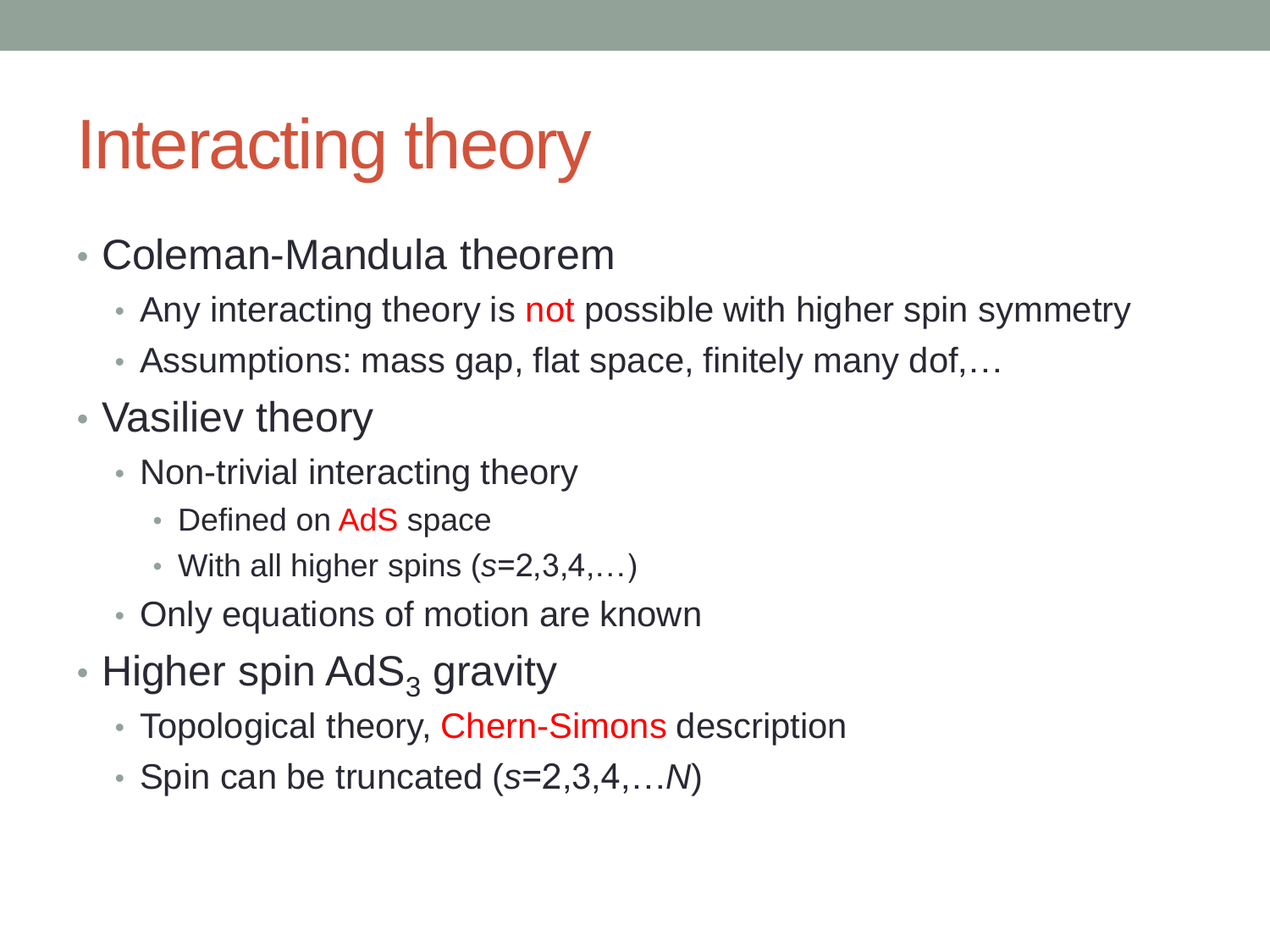# Interacting theory

- Coleman-Mandula theorem
  - Any interacting theory is not possible with higher spin symmetry
  - Assumptions: mass gap, flat space, finitely many dof,…
- Vasiliev theory
  - Non-trivial interacting theory
    - Defined on AdS space
    - With all higher spins ($s$=2,3,4,…)
  - Only equations of motion are known
- Higher spin $AdS_3$ gravity
  - Topological theory, Chern-Simons description
  - Spin can be truncated ($s$=2,3,4,…$N$)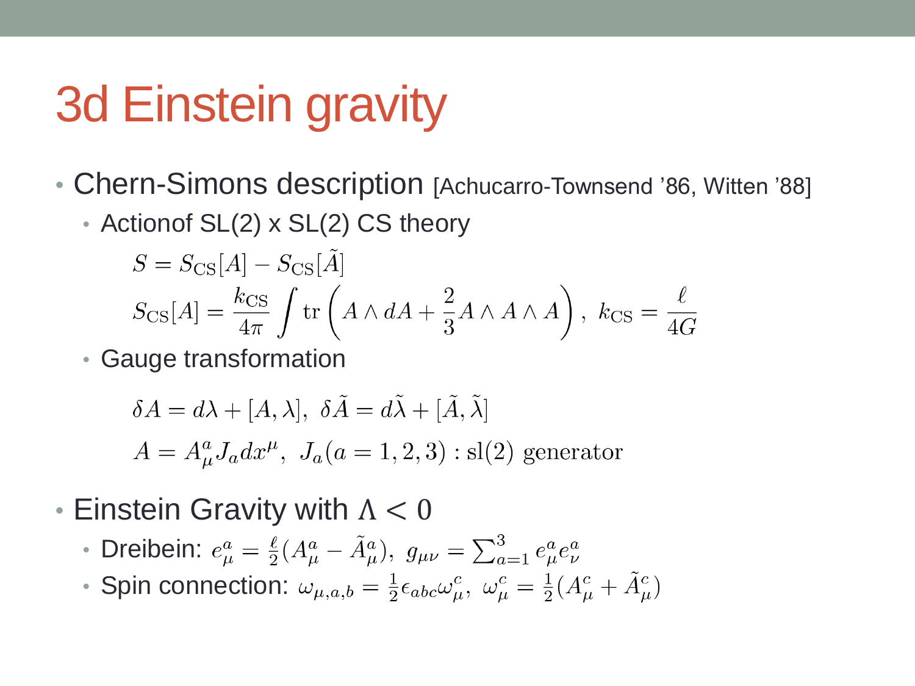# 3d Einstein gravity

- Chern-Simons description [Achucarro-Townsend '86, Witten '88]
  - Actionof SL(2) x SL(2) CS theory

$$S = S_{\rm CS}[A] - S_{\rm CS}[\tilde{A}]$$

$$S_{\rm CS}[A] = \frac{k_{\rm CS}}{4\pi} \int {\rm tr} \left( A \wedge dA + \frac{2}{3} A \wedge A \wedge A \right), \ k_{\rm CS} = \frac{\ell}{4G}$$

  - Gauge transformation

$$\delta A = d\lambda + [A, \lambda], \ \delta \tilde{A} = d\tilde{\lambda} + [\tilde{A}, \tilde{\lambda}]$$

$$A = A^a_\mu J_a dx^\mu, \ J_a (a = 1, 2, 3) : {\rm sl}(2) \ \text{generator}$$

- Einstein Gravity with $\Lambda < 0$
  - Dreibein: $e^a_\mu = \frac{\ell}{2}(A^a_\mu - \tilde{A}^a_\mu), \ g_{\mu\nu} = \sum_{a=1}^3 e^a_\mu e^a_\nu$
  - Spin connection: $\omega_{\mu,a,b} = \frac{1}{2}\epsilon_{abc}\omega^c_\mu, \ \omega^c_\mu = \frac{1}{2}(A^c_\mu + \tilde{A}^c_\mu)$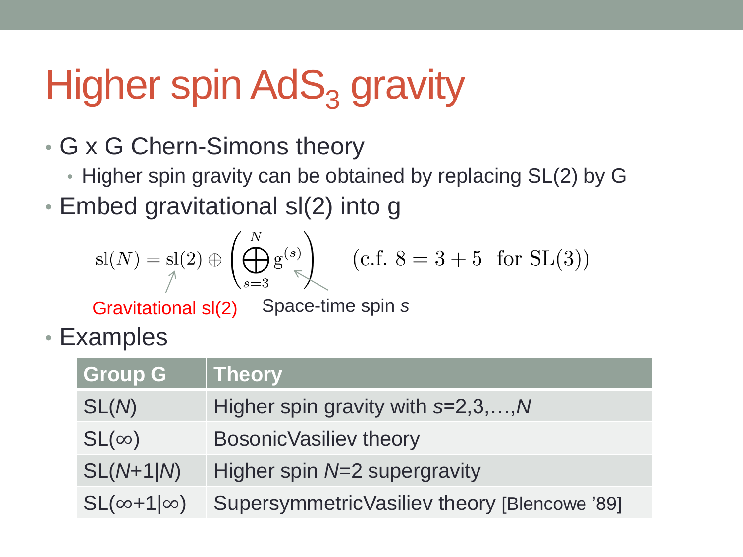# Higher spin $AdS_3$ gravity

- G x G Chern-Simons theory
  - Higher spin gravity can be obtained by replacing SL(2) by G
- Embed gravitational sl(2) into g

$$\mathrm{sl}(N) = \mathrm{sl}(2) \oplus \left( \bigoplus_{s=3}^{N} \mathrm{g}^{(s)} \right) \qquad (\text{c.f. } 8 = 3 + 5 \ \text{ for SL}(3))$$

Gravitational sl(2) &nbsp;&nbsp; Space-time spin *s*

- Examples

| Group G | Theory |
|---|---|
| SL(*N*) | Higher spin gravity with *s*=2,3,…,*N* |
| SL(∞) | BosonicVasiliev theory |
| SL(*N*+1\|*N*) | Higher spin *N*=2 supergravity |
| SL(∞+1\|∞) | SupersymmetricVasiliev theory [Blencowe '89] |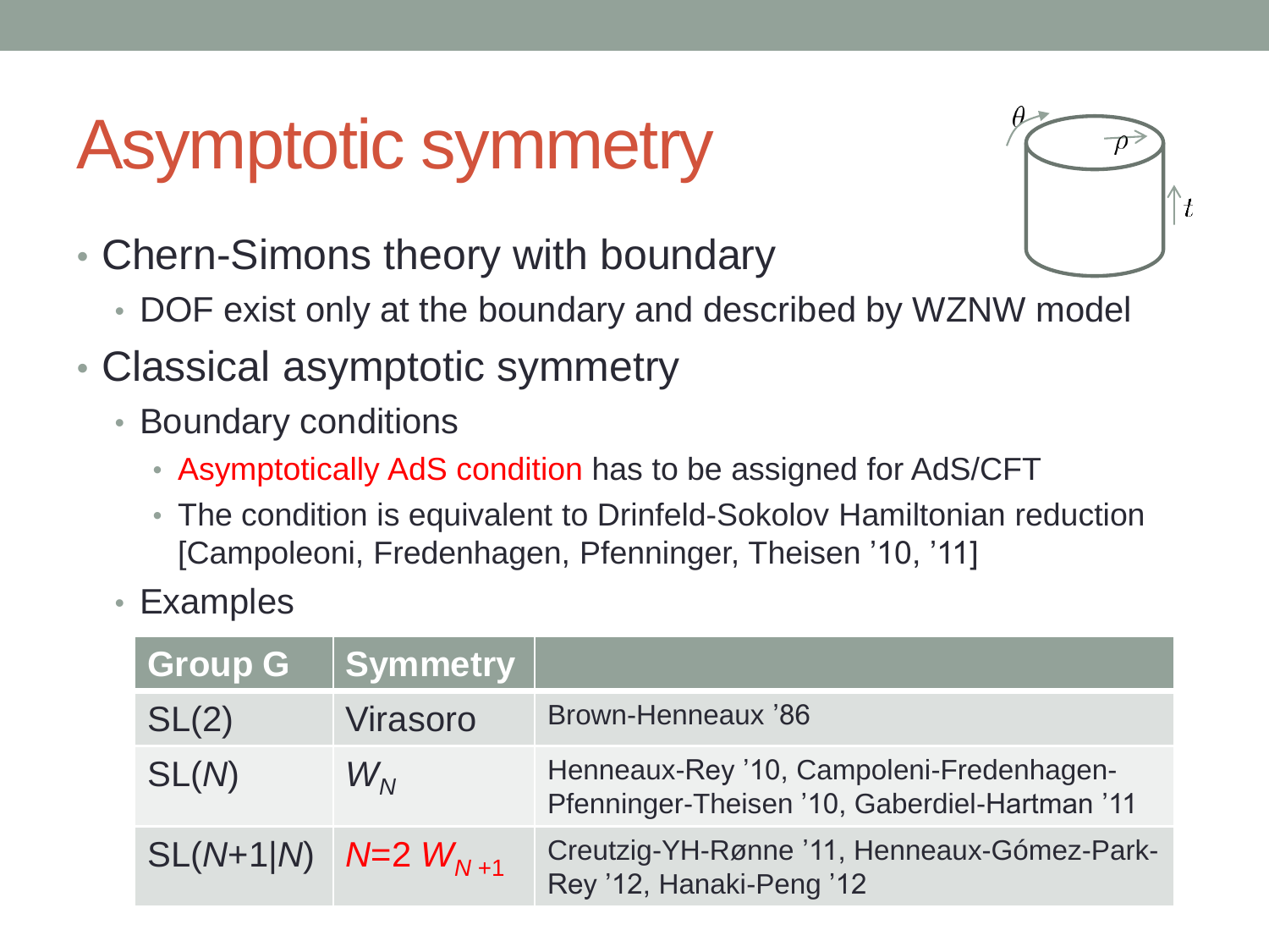# Asymptotic symmetry

- Chern-Simons theory with boundary
  - DOF exist only at the boundary and described by WZNW model
- Classical asymptotic symmetry
  - Boundary conditions
    - Asymptotically AdS condition has to be assigned for AdS/CFT
    - The condition is equivalent to Drinfeld-Sokolov Hamiltonian reduction [Campoleoni, Fredenhagen, Pfenninger, Theisen '10, '11]
  - Examples

| Group G | Symmetry | |
|---|---|---|
| SL(2) | Virasoro | Brown-Henneaux '86 |
| SL($N$) | $W_N$ | Henneaux-Rey '10, Campoleni-Fredenhagen-Pfenninger-Theisen '10, Gaberdiel-Hartman '11 |
| SL($N$+1\|$N$) | $N$=2 $W_{N+1}$ | Creutzig-YH-Rønne '11, Henneaux-Gómez-Park-Rey '12, Hanaki-Peng '12 |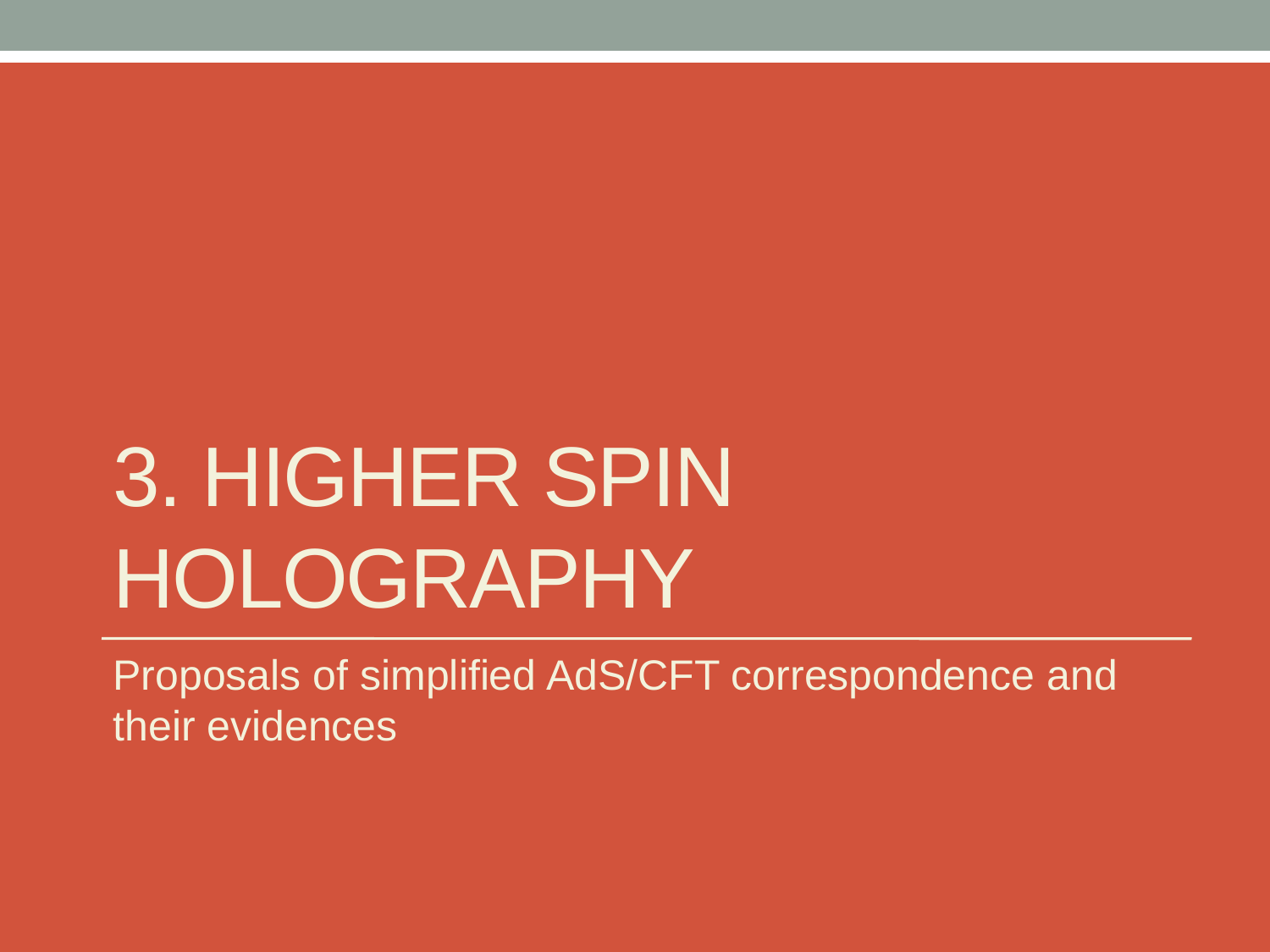# 3. HIGHER SPIN HOLOGRAPHY

Proposals of simplified AdS/CFT correspondence and their evidences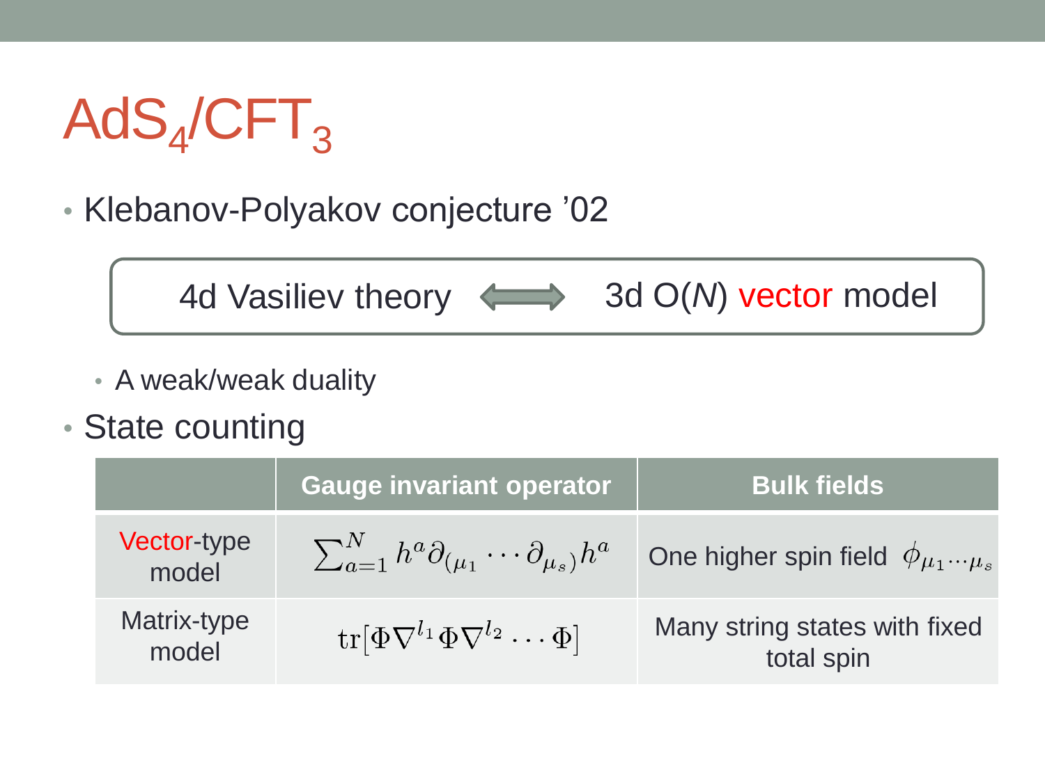# $AdS_4/CFT_3$

- Klebanov-Polyakov conjecture '02

4d Vasiliev theory ⟺ 3d O(*N*) vector model

  - A weak/weak duality

- State counting

| | Gauge invariant operator | Bulk fields |
|---|---|---|
| Vector-type model | $\sum_{a=1}^{N} h^a \partial_{(\mu_1} \cdots \partial_{\mu_s)} h^a$ | One higher spin field $\phi_{\mu_1 \cdots \mu_s}$ |
| Matrix-type model | $\mathrm{tr}[\Phi \nabla^{l_1} \Phi \nabla^{l_2} \cdots \Phi]$ | Many string states with fixed total spin |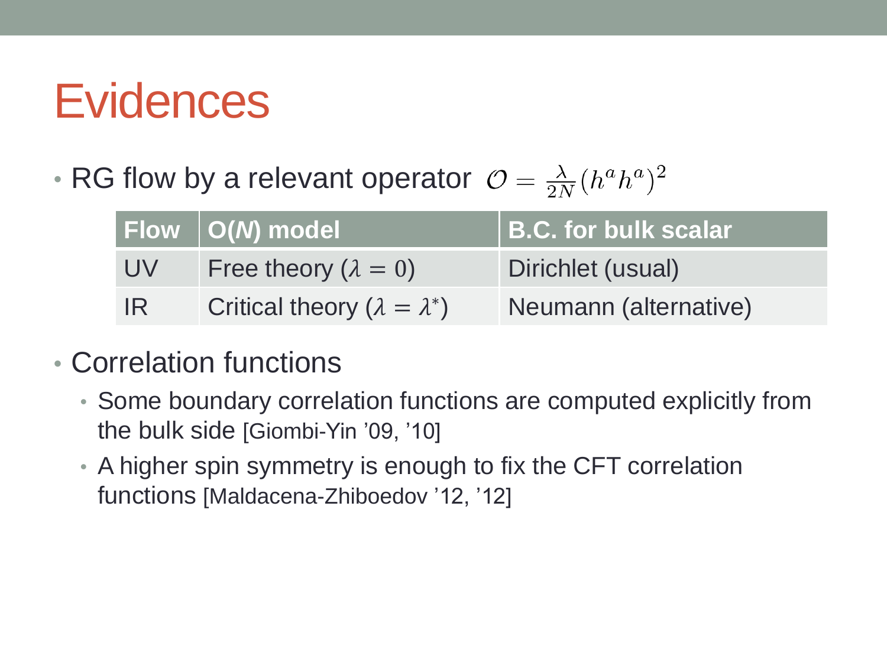# Evidences

- RG flow by a relevant operator $\mathcal{O} = \frac{\lambda}{2N}(h^a h^a)^2$

| Flow | O(*N*) model | B.C. for bulk scalar |
|---|---|---|
| UV | Free theory ($\lambda = 0$) | Dirichlet (usual) |
| IR | Critical theory ($\lambda = \lambda^*$) | Neumann (alternative) |

- Correlation functions
  - Some boundary correlation functions are computed explicitly from the bulk side [Giombi-Yin ’09, ’10]
  - A higher spin symmetry is enough to fix the CFT correlation functions [Maldacena-Zhiboedov ’12, ’12]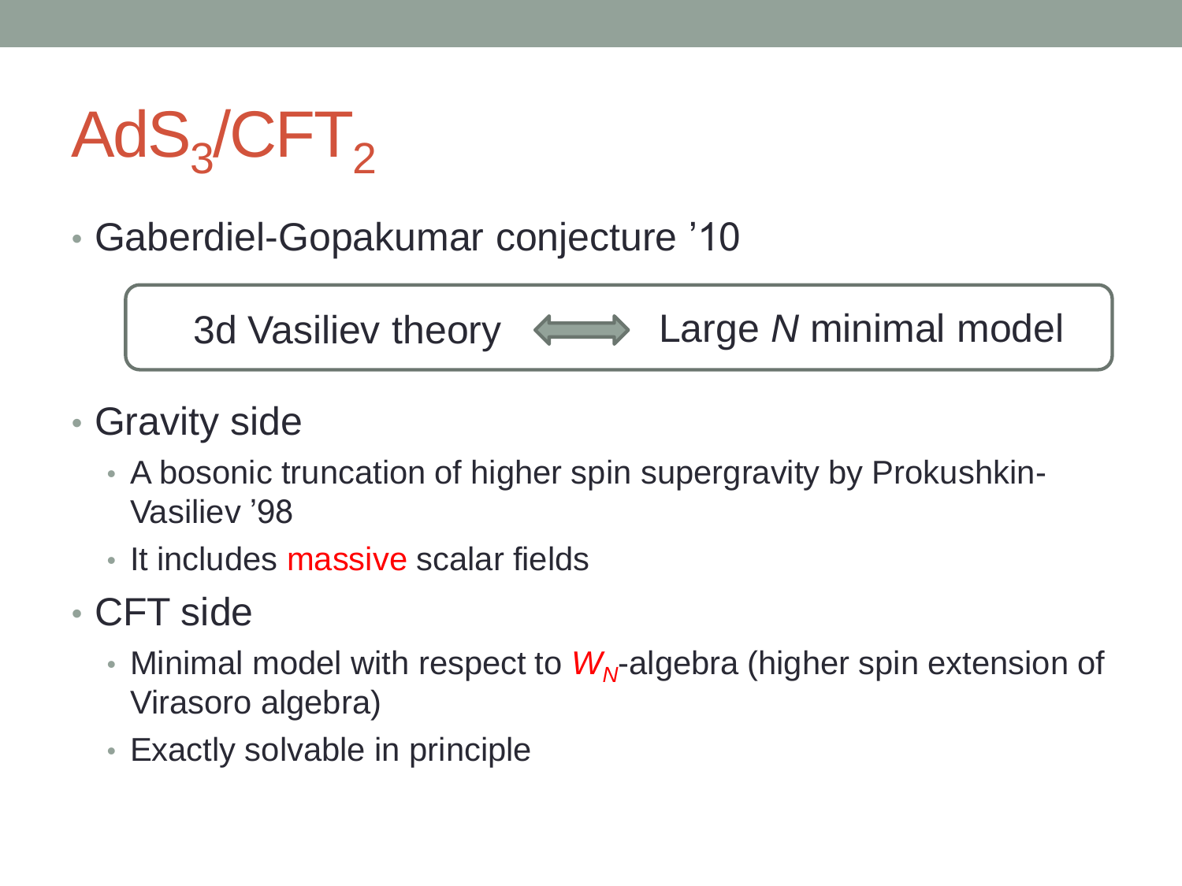# $AdS_3/CFT_2$

- Gaberdiel-Gopakumar conjecture ’10

3d Vasiliev theory ⟺ Large $N$ minimal model

- Gravity side
  - A bosonic truncation of higher spin supergravity by Prokushkin-Vasiliev ’98
  - It includes massive scalar fields
- CFT side
  - Minimal model with respect to $W_N$-algebra (higher spin extension of Virasoro algebra)
  - Exactly solvable in principle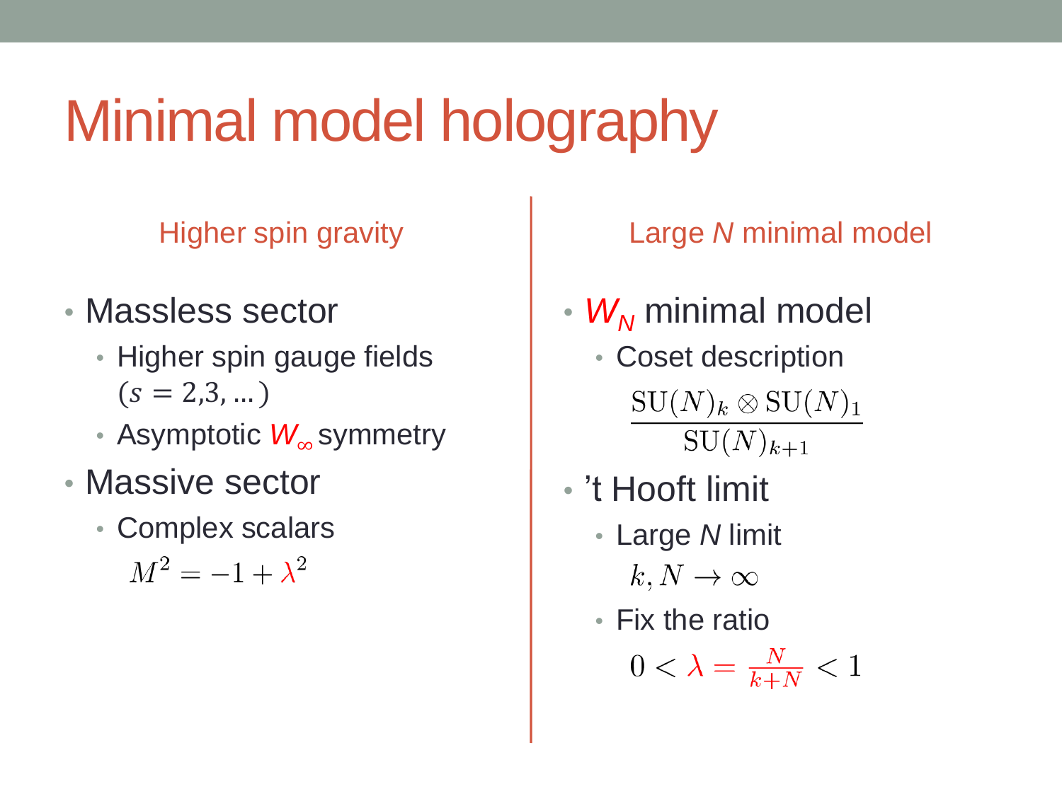# Minimal model holography

## Higher spin gravity

- Massless sector
  - Higher spin gauge fields $(s = 2,3, \ldots)$
  - Asymptotic $W_\infty$ symmetry
- Massive sector
  - Complex scalars

$$M^2 = -1 + \lambda^2$$

## Large *N* minimal model

- $W_N$ minimal model
  - Coset description

$$\frac{\mathrm{SU}(N)_k \otimes \mathrm{SU}(N)_1}{\mathrm{SU}(N)_{k+1}}$$

- 't Hooft limit
  - Large *N* limit

$$k, N \to \infty$$

  - Fix the ratio

$$0 < \lambda = \frac{N}{k+N} < 1$$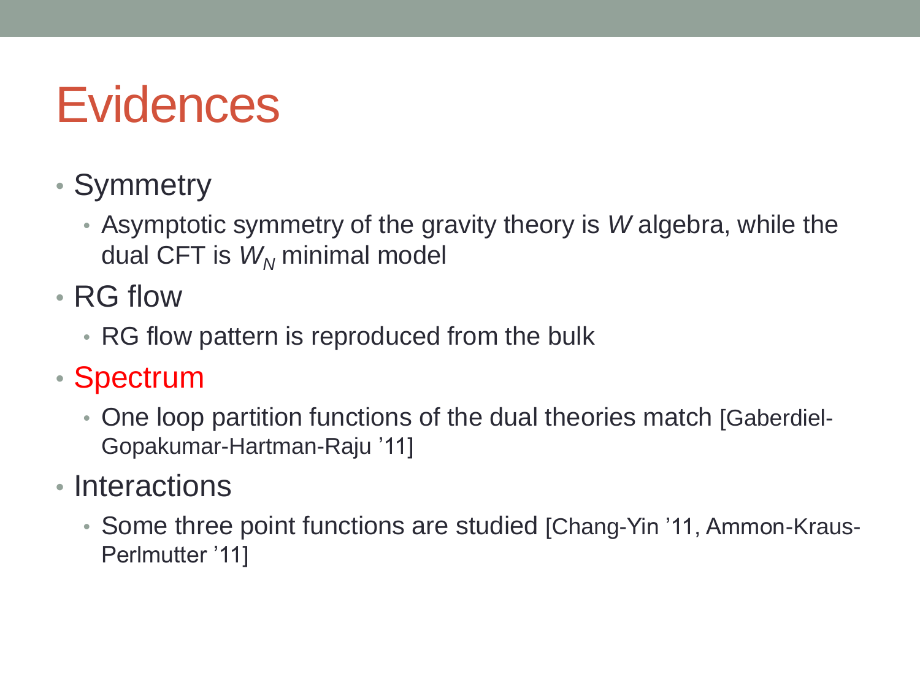# Evidences

- Symmetry
  - Asymptotic symmetry of the gravity theory is $W$ algebra, while the dual CFT is $W_N$ minimal model
- RG flow
  - RG flow pattern is reproduced from the bulk
- Spectrum
  - One loop partition functions of the dual theories match [Gaberdiel-Gopakumar-Hartman-Raju ’11]
- Interactions
  - Some three point functions are studied [Chang-Yin ’11, Ammon-Kraus-Perlmutter ’11]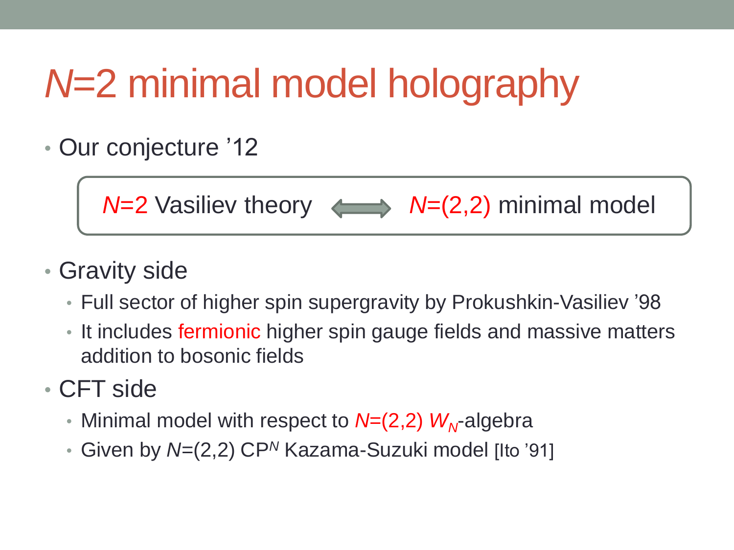# $\mathcal{N}$=2 minimal model holography

- Our conjecture '12

$\mathcal{N}$=2 Vasiliev theory ⟺ $\mathcal{N}$=(2,2) minimal model

- Gravity side
  - Full sector of higher spin supergravity by Prokushkin-Vasiliev '98
  - It includes fermionic higher spin gauge fields and massive matters addition to bosonic fields
- CFT side
  - Minimal model with respect to $\mathcal{N}$=(2,2) $W_N$-algebra
  - Given by $\mathcal{N}$=(2,2) $CP^N$ Kazama-Suzuki model [Ito '91]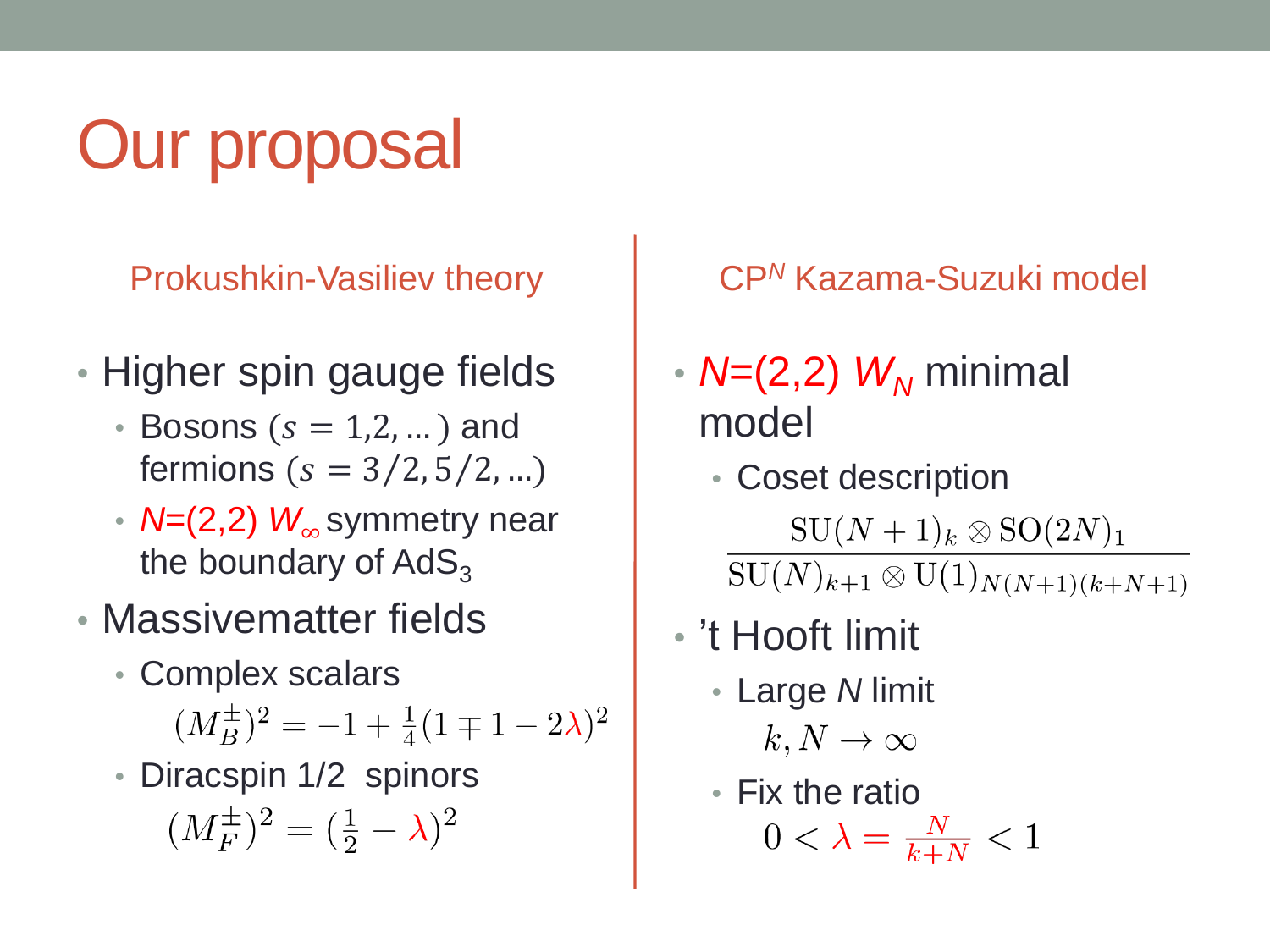# Our proposal

## Prokushkin-Vasiliev theory

- Higher spin gauge fields
  - Bosons ($s = 1,2, \ldots$) and fermions ($s = 3/2, 5/2, \ldots$)
  - $N$=(2,2) $W_\infty$ symmetry near the boundary of $AdS_3$
- Massivematter fields
  - Complex scalars
    $$(M_B^{\pm})^2 = -1 + \frac{1}{4}(1 \mp 1 - 2\lambda)^2$$
  - Diracspin 1/2 spinors
    $$(M_F^{\pm})^2 = (\frac{1}{2} - \lambda)^2$$

## $CP^N$ Kazama-Suzuki model

- $N$=(2,2) $W_N$ minimal model
  - Coset description
    $$\frac{\mathrm{SU}(N+1)_k \otimes \mathrm{SO}(2N)_1}{\mathrm{SU}(N)_{k+1} \otimes \mathrm{U}(1)_{N(N+1)(k+N+1)}}$$
- 't Hooft limit
  - Large $N$ limit
    $$k, N \to \infty$$
  - Fix the ratio
    $$0 < \lambda = \frac{N}{k+N} < 1$$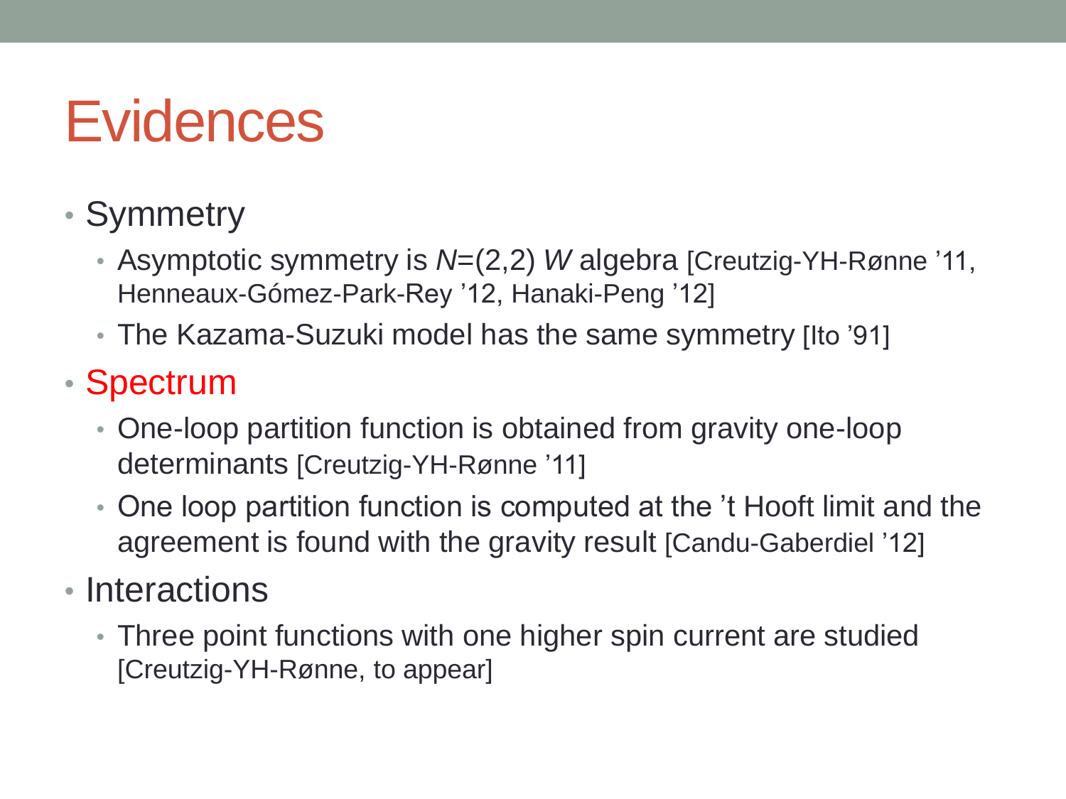# Evidences

- Symmetry
  - Asymptotic symmetry is $N$=(2,2) $W$ algebra [Creutzig-YH-Rønne '11, Henneaux-Gómez-Park-Rey '12, Hanaki-Peng '12]
  - The Kazama-Suzuki model has the same symmetry [Ito '91]
- Spectrum
  - One-loop partition function is obtained from gravity one-loop determinants [Creutzig-YH-Rønne '11]
  - One loop partition function is computed at the 't Hooft limit and the agreement is found with the gravity result [Candu-Gaberdiel '12]
- Interactions
  - Three point functions with one higher spin current are studied [Creutzig-YH-Rønne, to appear]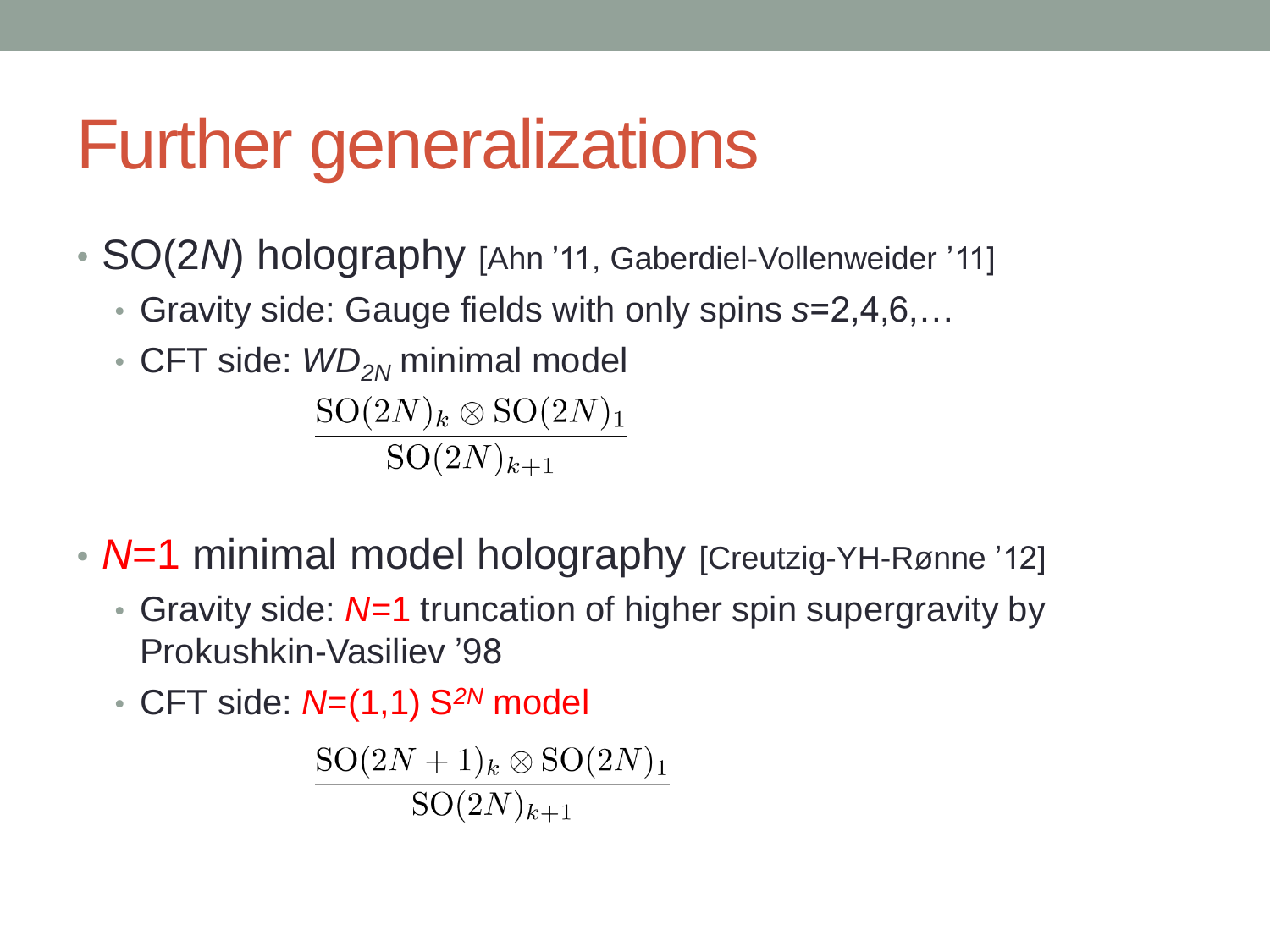# Further generalizations

- SO(2$N$) holography [Ahn '11, Gaberdiel-Vollenweider '11]
  - Gravity side: Gauge fields with only spins $s$=2,4,6,…
  - CFT side: $WD_{2N}$ minimal model

$$\frac{\mathrm{SO}(2N)_k \otimes \mathrm{SO}(2N)_1}{\mathrm{SO}(2N)_{k+1}}$$

- $N$=1 minimal model holography [Creutzig-YH-Rønne '12]
  - Gravity side: $N$=1 truncation of higher spin supergravity by Prokushkin-Vasiliev '98
  - CFT side: $N$=(1,1) $S^{2N}$ model

$$\frac{\mathrm{SO}(2N+1)_k \otimes \mathrm{SO}(2N)_1}{\mathrm{SO}(2N)_{k+1}}$$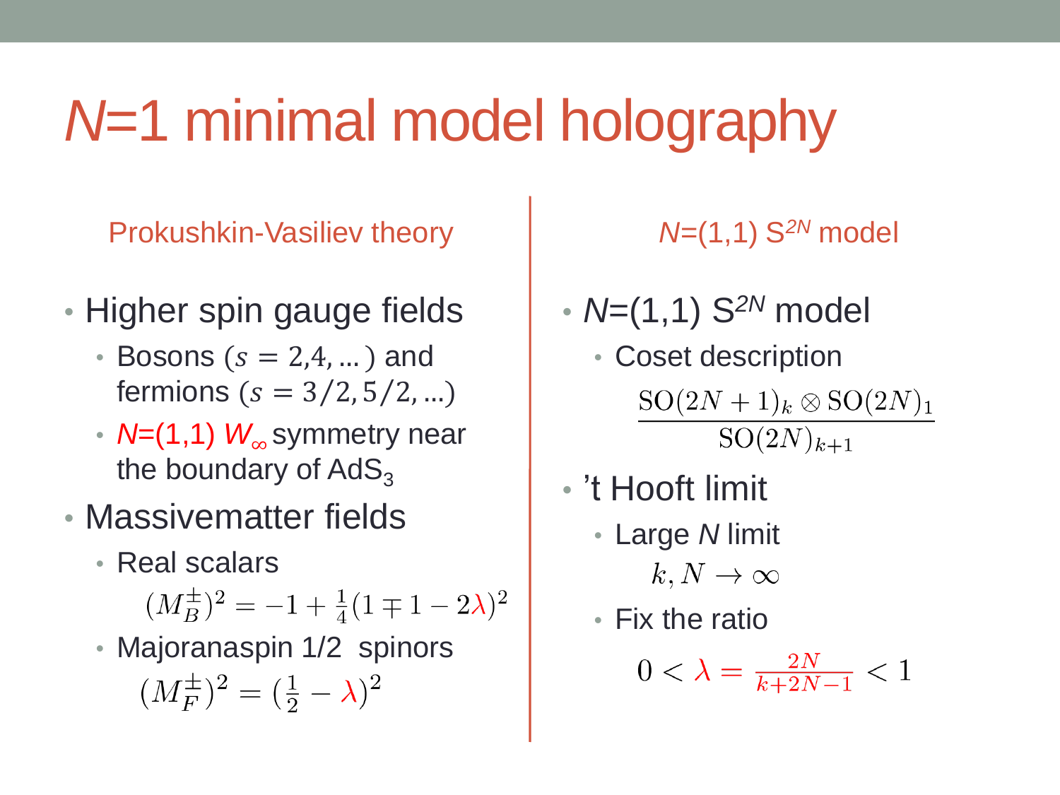# *N*=1 minimal model holography

## Prokushkin-Vasiliev theory

- Higher spin gauge fields
  - Bosons ($s = 2,4,\ldots$) and fermions ($s = 3/2, 5/2, \ldots$)
  - *N*=(1,1) $W_\infty$ symmetry near the boundary of $AdS_3$
- Massivematter fields
  - Real scalars

    $$(M_B^{\pm})^2 = -1 + \frac{1}{4}(1 \mp 1 - 2\lambda)^2$$

  - Majoranaspin 1/2 spinors

    $$(M_F^{\pm})^2 = (\frac{1}{2} - \lambda)^2$$

## *N*=(1,1) $S^{2N}$ model

- *N*=(1,1) $S^{2N}$ model
  - Coset description

    $$\frac{\mathrm{SO}(2N+1)_k \otimes \mathrm{SO}(2N)_1}{\mathrm{SO}(2N)_{k+1}}$$

- 't Hooft limit
  - Large *N* limit

    $$k, N \to \infty$$

  - Fix the ratio

    $$0 < \lambda = \frac{2N}{k+2N-1} < 1$$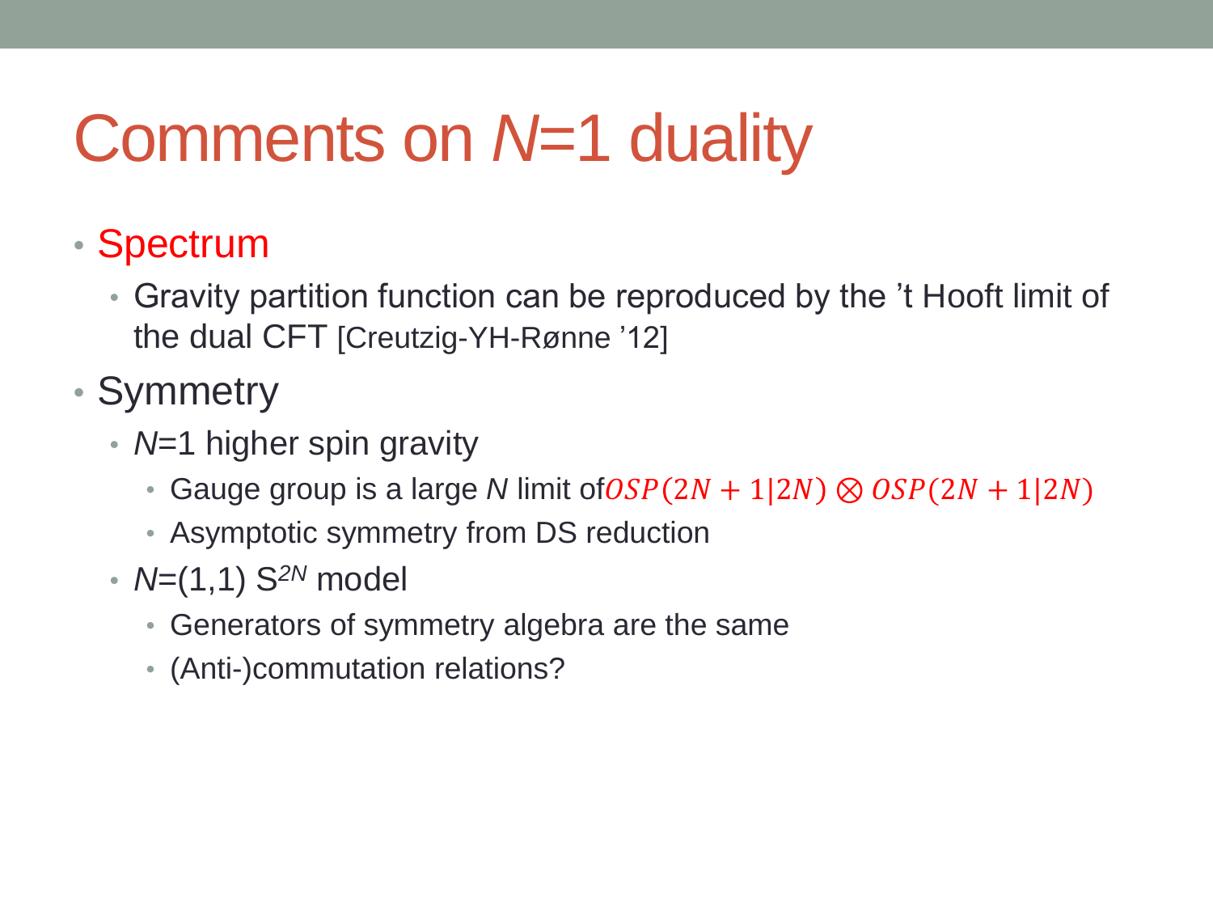# Comments on *N*=1 duality

- Spectrum
  - Gravity partition function can be reproduced by the 't Hooft limit of the dual CFT [Creutzig-YH-Rønne '12]
- Symmetry
  - *N*=1 higher spin gravity
    - Gauge group is a large *N* limit of $OSP(2N+1|2N) \otimes OSP(2N+1|2N)$
    - Asymptotic symmetry from DS reduction
  - *N*=(1,1) $S^{2N}$ model
    - Generators of symmetry algebra are the same
    - (Anti-)commutation relations?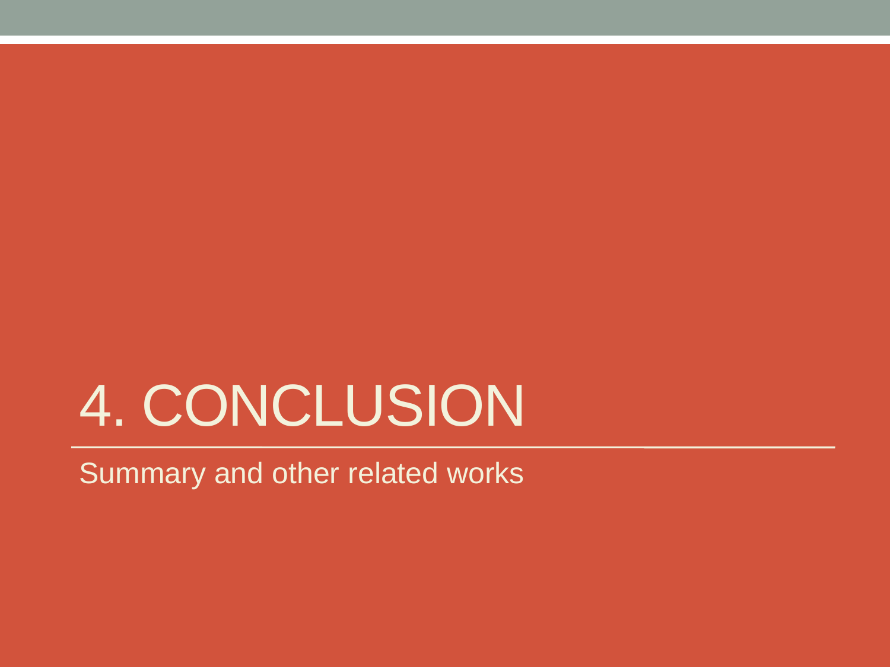# 4. CONCLUSION

Summary and other related works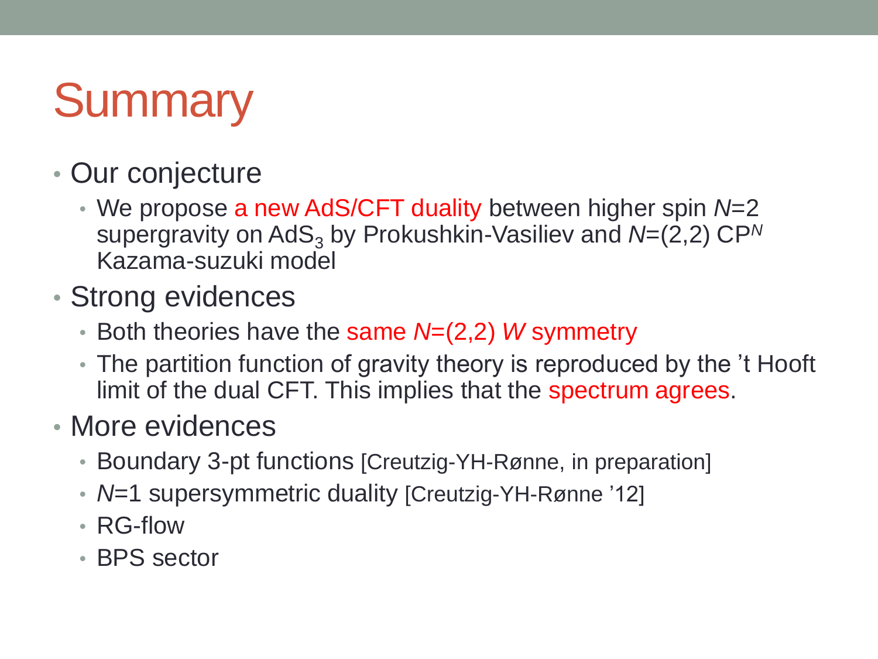# Summary

- Our conjecture
  - We propose a new AdS/CFT duality between higher spin $N$=2 supergravity on $AdS_3$ by Prokushkin-Vasiliev and $N$=(2,2) $CP^N$ Kazama-suzuki model
- Strong evidences
  - Both theories have the same $N$=(2,2) $W$ symmetry
  - The partition function of gravity theory is reproduced by the 't Hooft limit of the dual CFT. This implies that the spectrum agrees.
- More evidences
  - Boundary 3-pt functions [Creutzig-YH-Rønne, in preparation]
  - $N$=1 supersymmetric duality [Creutzig-YH-Rønne '12]
  - RG-flow
  - BPS sector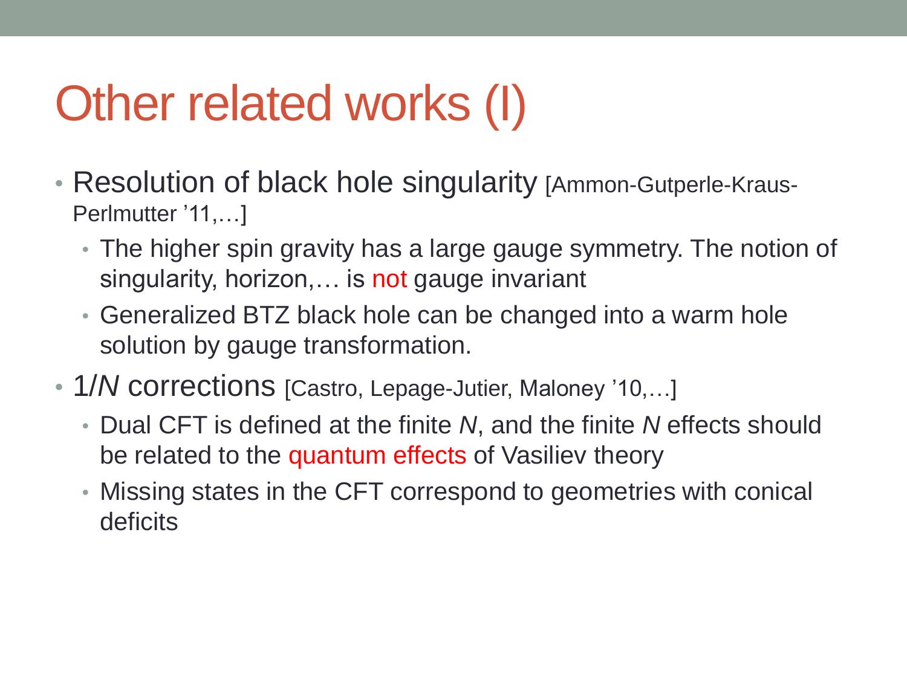# Other related works (I)

- Resolution of black hole singularity [Ammon-Gutperle-Kraus-Perlmutter '11,…]
  - The higher spin gravity has a large gauge symmetry. The notion of singularity, horizon,… is not gauge invariant
  - Generalized BTZ black hole can be changed into a warm hole solution by gauge transformation.
- $1/N$ corrections [Castro, Lepage-Jutier, Maloney '10,…]
  - Dual CFT is defined at the finite $N$, and the finite $N$ effects should be related to the quantum effects of Vasiliev theory
  - Missing states in the CFT correspond to geometries with conical deficits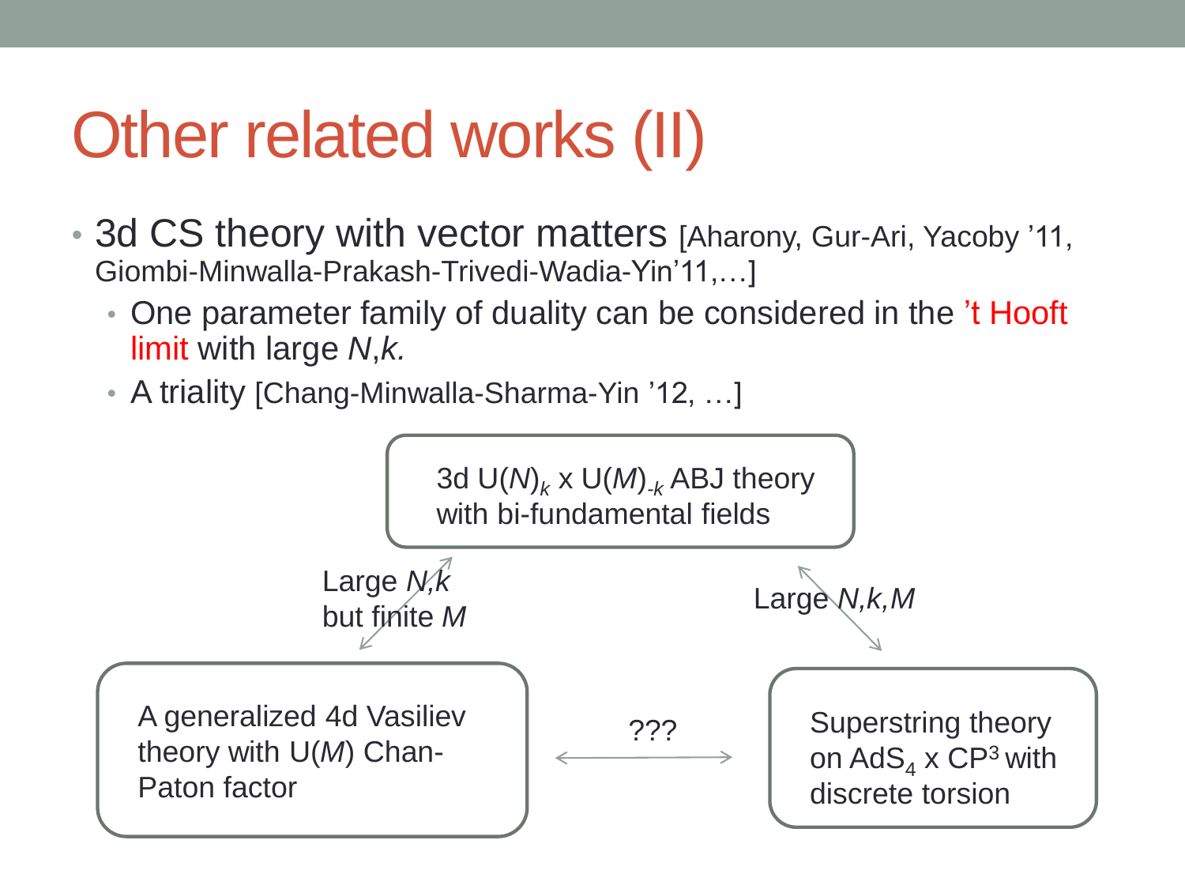# Other related works (II)

- 3d CS theory with vector matters [Aharony, Gur-Ari, Yacoby '11, Giombi-Minwalla-Prakash-Trivedi-Wadia-Yin'11,…]
  - One parameter family of duality can be considered in the 't Hooft limit with large *N*,*k*.
  - A triality [Chang-Minwalla-Sharma-Yin '12, …]

3d $U(N)_k \times U(M)_{-k}$ ABJ theory with bi-fundamental fields

Large *N*,*k* but finite *M*

Large *N*,*k*,*M*

A generalized 4d Vasiliev theory with U(*M*) Chan-Paton factor

???

Superstring theory on $AdS_4 \times CP^3$ with discrete torsion